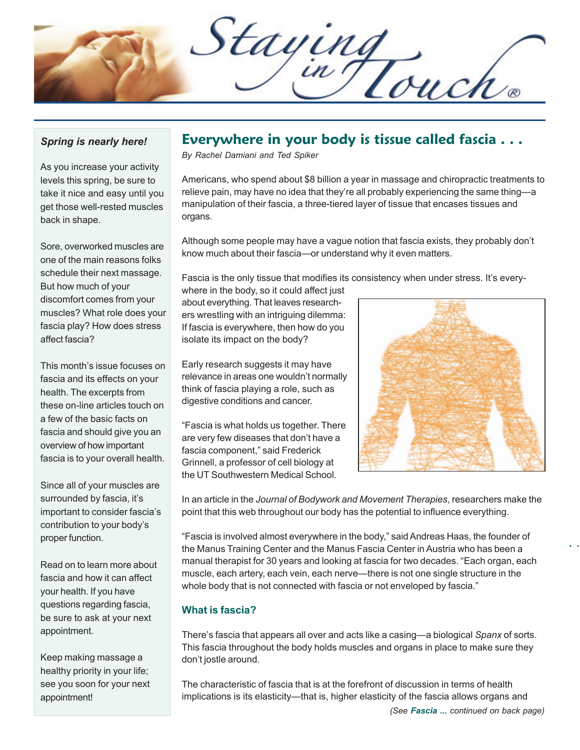# Staying in Touch®

## Everywhere in your body is tissue called fascia . . .

*By Rachel Damiani and Ted Spiker*

Americans, who spend about $8 billion a year in massage and chiropractic treatments to relieve pain, may have no idea that they're all probably experiencing the same thing—a manipulation of their fascia, a three-tiered layer of tissue that encases tissues and organs.

Although some people may have a vague notion that fascia exists, they probably don't know much about their fascia—or understand why it even matters.

Fascia is the only tissue that modifies its consistency when under stress. It's everywhere in the body, so it could affect just about everything. That leaves researchers wrestling with an intriguing dilemma: If fascia is everywhere, then how do you isolate its impact on the body?

Early research suggests it may have relevance in areas one wouldn't normally think of fascia playing a role, such as digestive conditions and cancer.

"Fascia is what holds us together. There are very few diseases that don't have a fascia component," said Frederick Grinnell, a professor of cell biology at the UT Southwestern Medical School.

In an article in the *Journal of Bodywork and Movement Therapies*, researchers make the point that this web throughout our body has the potential to influence everything.

"Fascia is involved almost everywhere in the body," said Andreas Haas, the founder of the Manus Training Center and the Manus Fascia Center in Austria who has been a manual therapist for 30 years and looking at fascia for two decades. "Each organ, each muscle, each artery, each vein, each nerve—there is not one single structure in the whole body that is not connected with fascia or not enveloped by fascia."

### What is fascia?

There's fascia that appears all over and acts like a casing—a biological *Spanx* of sorts. This fascia throughout the body holds muscles and organs in place to make sure they don't jostle around.

The characteristic of fascia that is at the forefront of discussion in terms of health implications is its elasticity—that is, higher elasticity of the fascia allows organs and

*(See **Fascia ...** continued on back page)*

---

***Spring is nearly here!***

As you increase your activity levels this spring, be sure to take it nice and easy until you get those well-rested muscles back in shape.

Sore, overworked muscles are one of the main reasons folks schedule their next massage. But how much of your discomfort comes from your muscles? What role does your fascia play? How does stress affect fascia?

This month's issue focuses on fascia and its effects on your health. The excerpts from these on-line articles touch on a few of the basic facts on fascia and should give you an overview of how important fascia is to your overall health.

Since all of your muscles are surrounded by fascia, it's important to consider fascia's contribution to your body's proper function.

Read on to learn more about fascia and how it can affect your health. If you have questions regarding fascia, be sure to ask at your next appointment.

Keep making massage a healthy priority in your life; see you soon for your next appointment!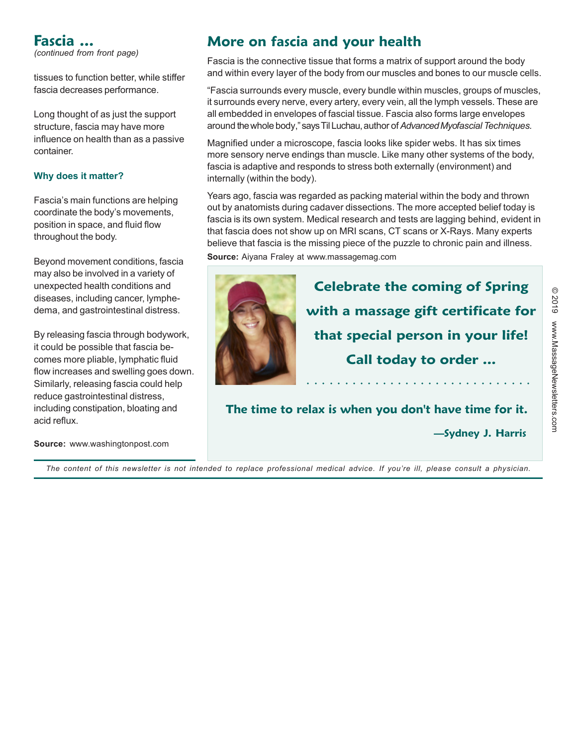## Fascia ...

*(continued from front page)*

tissues to function better, while stiffer fascia decreases performance.

Long thought of as just the support structure, fascia may have more influence on health than as a passive container.

### Why does it matter?

Fascia's main functions are helping coordinate the body's movements, position in space, and fluid flow throughout the body.

Beyond movement conditions, fascia may also be involved in a variety of unexpected health conditions and diseases, including cancer, lymphedema, and gastrointestinal distress.

By releasing fascia through bodywork, it could be possible that fascia becomes more pliable, lymphatic fluid flow increases and swelling goes down. Similarly, releasing fascia could help reduce gastrointestinal distress, including constipation, bloating and acid reflux.

**Source:** www.washingtonpost.com

## More on fascia and your health

Fascia is the connective tissue that forms a matrix of support around the body and within every layer of the body from our muscles and bones to our muscle cells.

"Fascia surrounds every muscle, every bundle within muscles, groups of muscles, it surrounds every nerve, every artery, every vein, all the lymph vessels. These are all embedded in envelopes of fascial tissue. Fascia also forms large envelopes around the whole body," says Til Luchau, author of *Advanced Myofascial Techniques.*

Magnified under a microscope, fascia looks like spider webs. It has six times more sensory nerve endings than muscle. Like many other systems of the body, fascia is adaptive and responds to stress both externally (environment) and internally (within the body).

Years ago, fascia was regarded as packing material within the body and thrown out by anatomists during cadaver dissections. The more accepted belief today is fascia is its own system. Medical research and tests are lagging behind, evident in that fascia does not show up on MRI scans, CT scans or X-Rays. Many experts believe that fascia is the missing piece of the puzzle to chronic pain and illness.

**Source:** Aiyana Fraley at www.massagemag.com

**Celebrate the coming of Spring with a massage gift certificate for that special person in your life! Call today to order ...**

**The time to relax is when you don't have time for it.**

**—Sydney J. Harris**

*The content of this newsletter is not intended to replace professional medical advice. If you're ill, please consult a physician.*

© 2019 www.MassageNewsletters.com